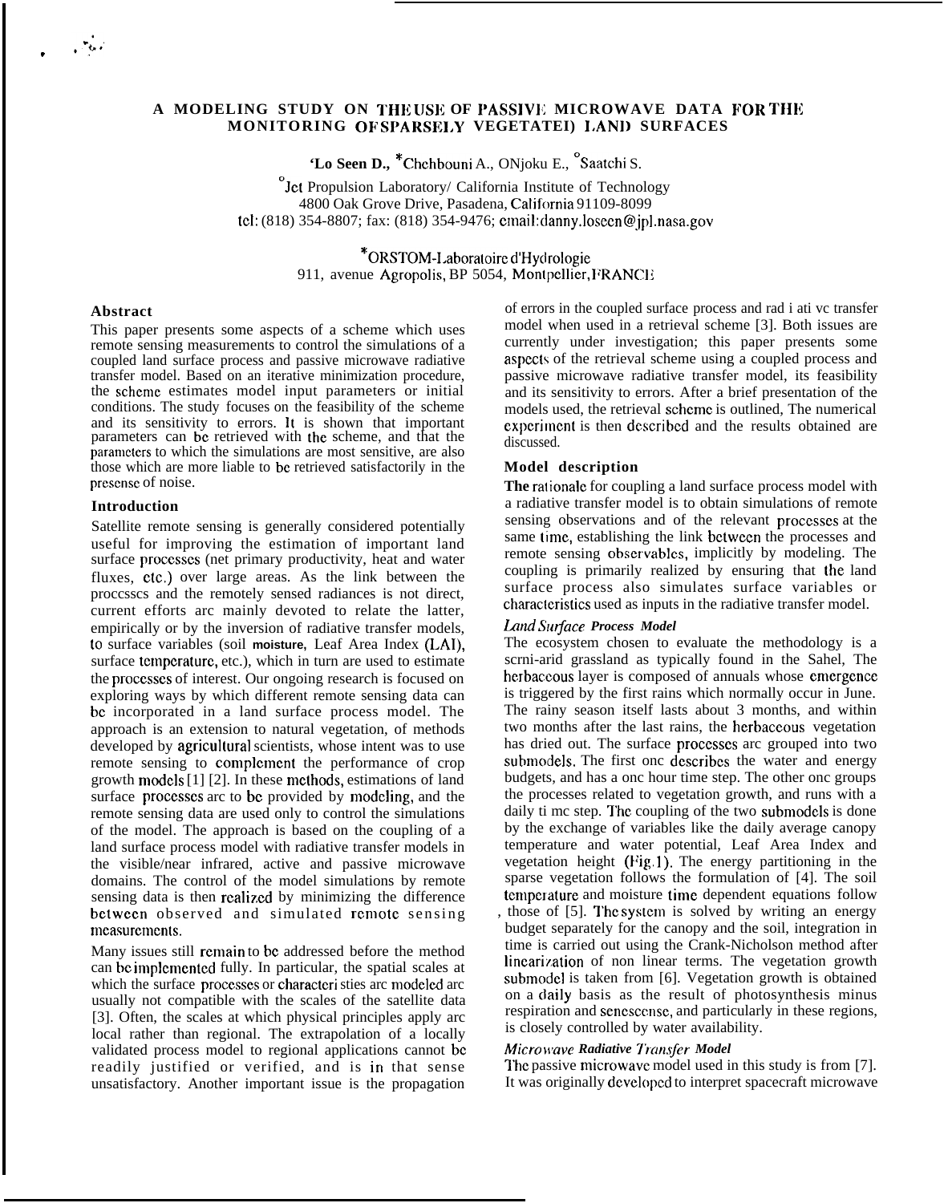# A MODELING STUDY ON THE USE OF PASSIVE MICROWAVE DATA FOR THE MONITORING OF SPARSELY VEGETATED LAND SURFACES

°Lo Seen D., *Chehbouni A., °Njoku E., °Saatchi S.

°Jet Propulsion Laboratory/ California Institute of Technology
4800 Oak Grove Drive, Pasadena, California 91109-8099
tel: (818) 354-8807; fax: (818) 354-9476; email:danny.loseen@jpl.nasa.gov

*ORSTOM-Laboratoire d'Hydrologie
911, avenue Agropolis, BP 5054, Montpellier, FRANCE

## Abstract

This paper presents some aspects of a scheme which uses remote sensing measurements to control the simulations of a coupled land surface process and passive microwave radiative transfer model. Based on an iterative minimization procedure, the scheme estimates model input parameters or initial conditions. The study focuses on the feasibility of the scheme and its sensitivity to errors. It is shown that important parameters can be retrieved with the scheme, and that the parameters to which the simulations are most sensitive, are also those which are more liable to be retrieved satisfactorily in the presense of noise.

## Introduction

Satellite remote sensing is generally considered potentially useful for improving the estimation of important land surface processes (net primary productivity, heat and water fluxes, etc.) over large areas. As the link between the processes and the remotely sensed radiances is not direct, current efforts are mainly devoted to relate the latter, empirically or by the inversion of radiative transfer models, to surface variables (soil **moisture**, Leaf Area Index (LAI), surface temperature, etc.), which in turn are used to estimate the processes of interest. Our ongoing research is focused on exploring ways by which different remote sensing data can be incorporated in a land surface process model. The approach is an extension to natural vegetation, of methods developed by agricultural scientists, whose intent was to use remote sensing to complement the performance of crop growth models [1] [2]. In these methods, estimations of land surface processes are to be provided by modeling, and the remote sensing data are used only to control the simulations of the model. The approach is based on the coupling of a land surface process model with radiative transfer models in the visible/near infrared, active and passive microwave domains. The control of the model simulations by remote sensing data is then realized by minimizing the difference between observed and simulated remote sensing measurements.

Many issues still remain to be addressed before the method can be implemented fully. In particular, the spatial scales at which the surface processes or characteristies are modeled are usually not compatible with the scales of the satellite data [3]. Often, the scales at which physical principles apply are local rather than regional. The extrapolation of a locally validated process model to regional applications cannot be readily justified or verified, and is in that sense unsatisfactory. Another important issue is the propagation of errors in the coupled surface process and radiative transfer model when used in a retrieval scheme [3]. Both issues are currently under investigation; this paper presents some aspects of the retrieval scheme using a coupled process and passive microwave radiative transfer model, its feasibility and its sensitivity to errors. After a brief presentation of the models used, the retrieval scheme is outlined, The numerical experiment is then described and the results obtained are discussed.

## Model description

**The** rationale for coupling a land surface process model with a radiative transfer model is to obtain simulations of remote sensing observations and of the relevant processes at the same time, establishing the link between the processes and remote sensing observables, implicitly by modeling. The coupling is primarily realized by ensuring that the land surface process also simulates surface variables or characteristics used as inputs in the radiative transfer model.

### *Land Surface Process Model*

The ecosystem chosen to evaluate the methodology is a semi-arid grassland as typically found in the Sahel, The herbaceous layer is composed of annuals whose emergence is triggered by the first rains which normally occur in June. The rainy season itself lasts about 3 months, and within two months after the last rains, the herbaceous vegetation has dried out. The surface processes are grouped into two submodels. The first one describes the water and energy budgets, and has a one hour time step. The other one groups the processes related to vegetation growth, and runs with a daily time step. The coupling of the two submodels is done by the exchange of variables like the daily average canopy temperature and water potential, Leaf Area Index and vegetation height (Fig.1). The energy partitioning in the sparse vegetation follows the formulation of [4]. The soil temperature and moisture time dependent equations follow those of [5]. The system is solved by writing an energy budget separately for the canopy and the soil, integration in time is carried out using the Crank-Nicholson method after linearization of non linear terms. The vegetation growth submodel is taken from [6]. Vegetation growth is obtained on a daily basis as the result of photosynthesis minus respiration and senescense, and particularly in these regions, is closely controlled by water availability.

### *Microwave Radiative Transfer Model*

The passive microwave model used in this study is from [7]. It was originally developed to interpret spacecraft microwave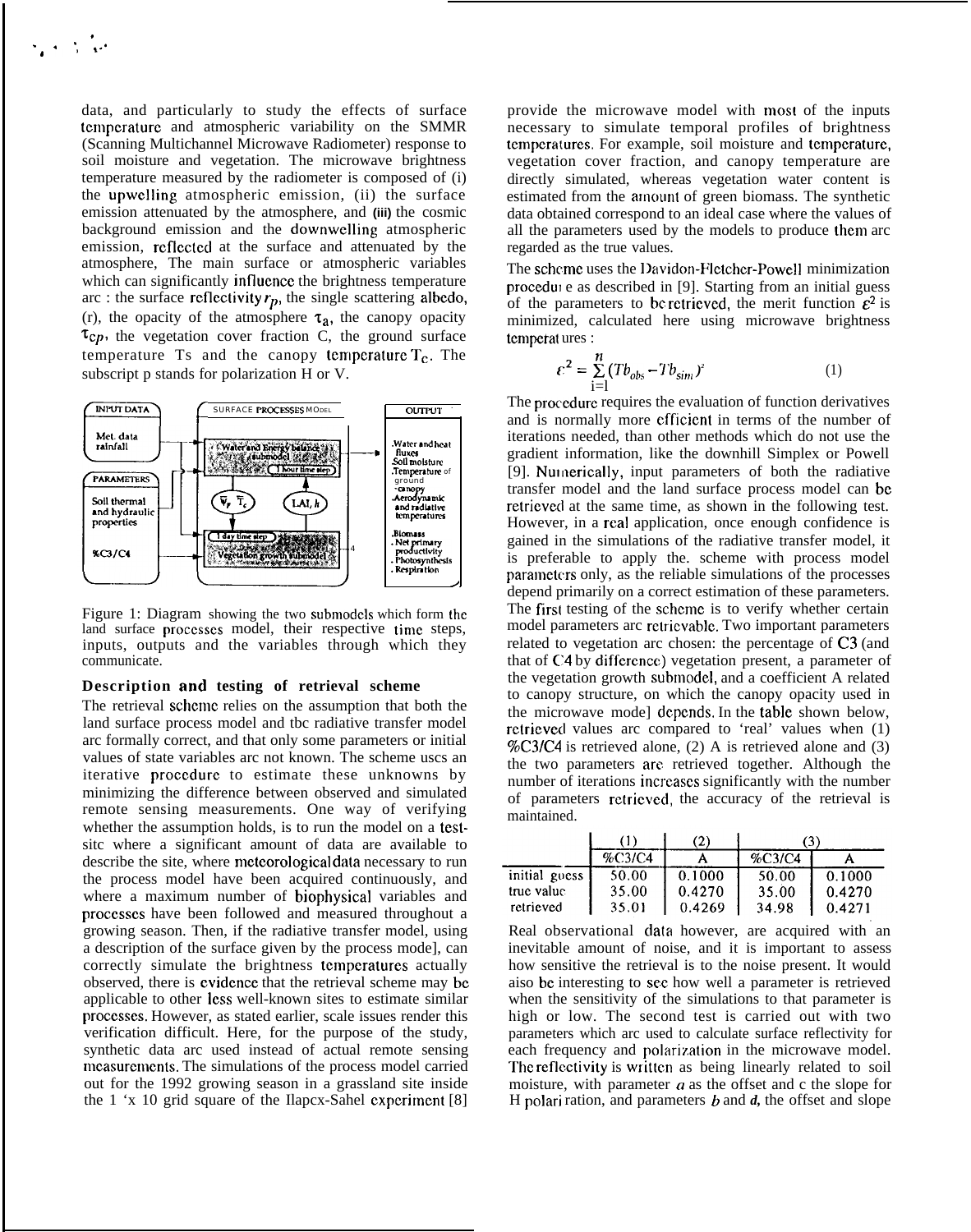data, and particularly to study the effects of surface temperature and atmospheric variability on the SMMR (Scanning Multichannel Microwave Radiometer) response to soil moisture and vegetation. The microwave brightness temperature measured by the radiometer is composed of (i) the upwelling atmospheric emission, (ii) the surface emission attenuated by the atmosphere, and (iii) the cosmic background emission and the downwelling atmospheric emission, reflected at the surface and attenuated by the atmosphere, The main surface or atmospheric variables which can significantly influence the brightness temperature arc : the surface reflectivity $r_p$, the single scattering albedo, (r), the opacity of the atmosphere $\tau_a$, the canopy opacity $\tau_{cp}$, the vegetation cover fraction C, the ground surface temperature Ts and the canopy temperature $T_c$. The subscript p stands for polarization H or V.

Figure 1: Diagram showing the two submodels which form the land surface processes model, their respective time steps, inputs, outputs and the variables through which they communicate.

## Description and testing of retrieval scheme

The retrieval scheme relies on the assumption that both the land surface process model and tbc radiative transfer model arc formally correct, and that only some parameters or initial values of state variables arc not known. The scheme uscs an iterative procedure to estimate these unknowns by minimizing the difference between observed and simulated remote sensing measurements. One way of verifying whether the assumption holds, is to run the model on a test-sitc where a significant amount of data are available to describe the site, where meteorological data necessary to run the process model have been acquired continuously, and where a maximum number of biophysical variables and processes have been followed and measured throughout a growing season. Then, if the radiative transfer model, using a description of the surface given by the process mode], can correctly simulate the brightness temperatures actually observed, there is evidence that the retrieval scheme may be applicable to other less well-known sites to estimate similar processes. However, as stated earlier, scale issues render this verification difficult. Here, for the purpose of the study, synthetic data arc used instead of actual remote sensing measurements. The simulations of the process model carried out for the 1992 growing season in a grassland site inside the 1 'x 10 grid square of the Ilapcx-Sahel experiment [8] provide the microwave model with most of the inputs necessary to simulate temporal profiles of brightness temperatures. For example, soil moisture and temperature, vegetation cover fraction, and canopy temperature are directly simulated, whereas vegetation water content is estimated from the amount of green biomass. The synthetic data obtained correspond to an ideal case where the values of all the parameters used by the models to produce them arc regarded as the true values.

The scheme uses the Davidon-Fletcher-Powell minimization procedure as described in [9]. Starting from an initial guess of the parameters to be retrieved, the merit function $\varepsilon^2$ is minimized, calculated here using microwave brightness temperatures :

$$\varepsilon^2 = \sum_{i=1}^{n} (Tb_{obs} - Tb_{sim})^2 \qquad (1)$$

The procedure requires the evaluation of function derivatives and is normally more efficient in terms of the number of iterations needed, than other methods which do not use the gradient information, like the downhill Simplex or Powell [9]. Numerically, input parameters of both the radiative transfer model and the land surface process model can be retrieved at the same time, as shown in the following test. However, in a real application, once enough confidence is gained in the simulations of the radiative transfer model, it is preferable to apply the. scheme with process model parameters only, as the reliable simulations of the processes depend primarily on a correct estimation of these parameters. The first testing of the scheme is to verify whether certain model parameters arc retrievable. Two important parameters related to vegetation arc chosen: the percentage of C3 (and that of C4 by difference) vegetation present, a parameter of the vegetation growth submodel, and a coefficient A related to canopy structure, on which the canopy opacity used in the microwave mode] depends. In the table shown below, retrieved values arc compared to 'real' values when (1) %C3/C4 is retrieved alone, (2) A is retrieved alone and (3) the two parameters are retrieved together. Although the number of iterations increases significantly with the number of parameters retrieved, the accuracy of the retrieval is maintained.

| | (1) | (2) | (3) | |
|---|---|---|---|---|
| | %C3/C4 | A | %C3/C4 | A |
| initial guess | 50.00 | 0.1000 | 50.00 | 0.1000 |
| true value | 35.00 | 0.4270 | 35.00 | 0.4270 |
| retrieved | 35.01 | 0.4269 | 34.98 | 0.4271 |

Real observational data however, are acquired with an inevitable amount of noise, and it is important to assess how sensitive the retrieval is to the noise present. It would aiso be interesting to see how well a parameter is retrieved when the sensitivity of the simulations to that parameter is high or low. The second test is carried out with two parameters which arc used to calculate surface reflectivity for each frequency and polarization in the microwave model. The reflectivity is written as being linearly related to soil moisture, with parameter $a$ as the offset and c the slope for H polarization, and parameters $b$ and $d$, the offset and slope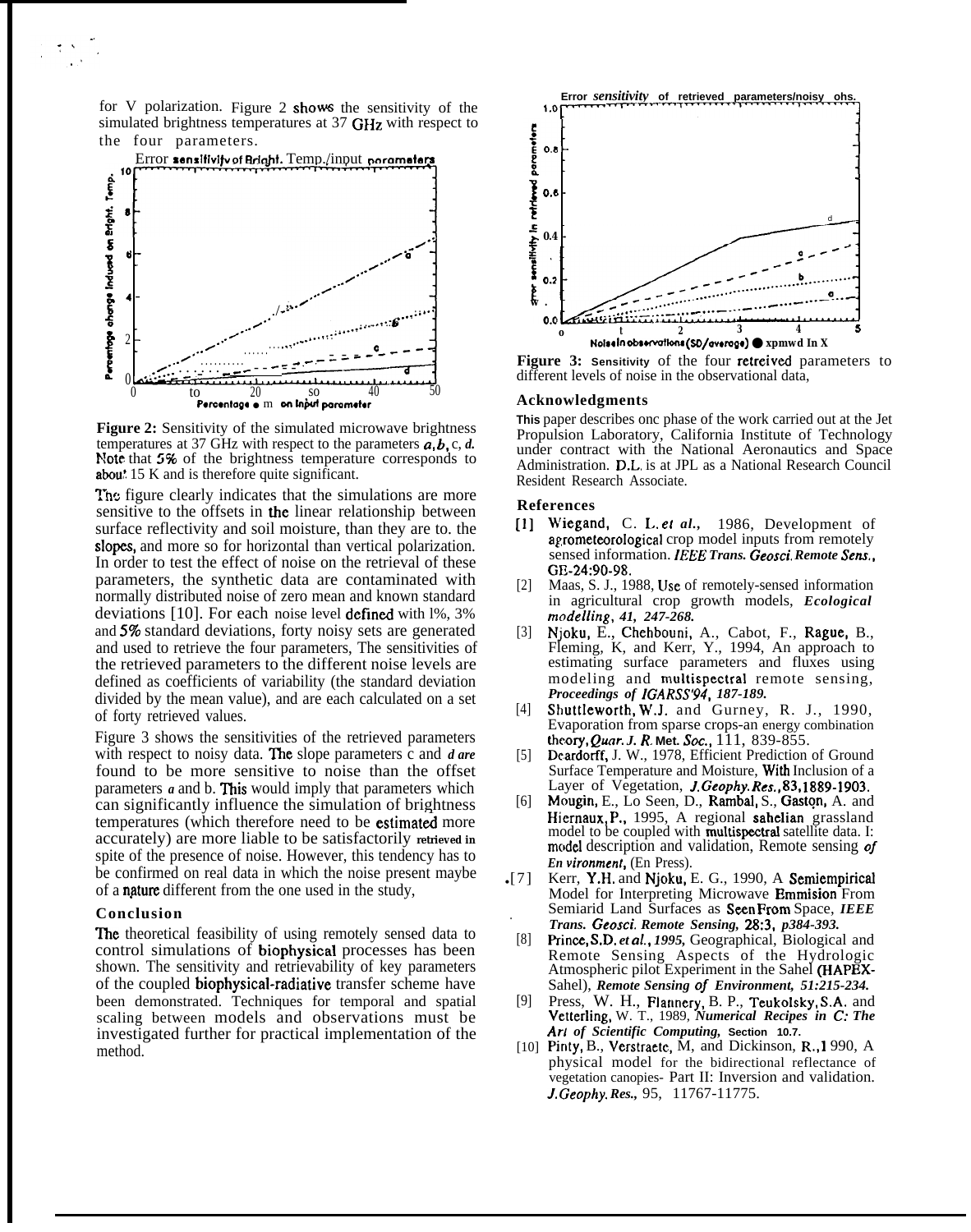for V polarization. Figure 2 shows the sensitivity of the simulated brightness temperatures at 37 GHz with respect to the four parameters.

Error sensitivity of Bright. Temp./input parameters

Percentage change induced on Bright. Temp.

10
8
6
4
2
0

0 to 20 so 40 50

Percentage ● m on input parameter

a b c d

**Figure 2:** Sensitivity of the simulated microwave brightness temperatures at 37 GHz with respect to the parameters *a, b,* c, *d.* Note that 5% of the brightness temperature corresponds to about 15 K and is therefore quite significant.

The figure clearly indicates that the simulations are more sensitive to the offsets in the linear relationship between surface reflectivity and soil moisture, than they are to. the slopes, and more so for horizontal than vertical polarization. In order to test the effect of noise on the retrieval of these parameters, the synthetic data are contaminated with normally distributed noise of zero mean and known standard deviations [10]. For each noise level defined with l%, 3% and 5% standard deviations, forty noisy sets are generated and used to retrieve the four parameters, The sensitivities of the retrieved parameters to the different noise levels are defined as coefficients of variability (the standard deviation divided by the mean value), and are each calculated on a set of forty retrieved values.

Figure 3 shows the sensitivities of the retrieved parameters with respect to noisy data. The slope parameters c and *d are* found to be more sensitive to noise than the offset parameters *a* and b. This would imply that parameters which can significantly influence the simulation of brightness temperatures (which therefore need to be estimated more accurately) are more liable to be satisfactorily retrieved in spite of the presence of noise. However, this tendency has to be confirmed on real data in which the noise present maybe of a nature different from the one used in the study,

Error sensitivity of retrieved parameters/noisy obs.

Error sensitivity in retrieved parameters

1.0
0.8
0.6
0.4
0.2
0.0

o t 2 3 4 5

Noise in observations (SD/average) ● xpmwd In X

d c b a

**Figure 3:** Sensitivity of the four retreived parameters to different levels of noise in the observational data,

## Conclusion

The theoretical feasibility of using remotely sensed data to control simulations of biophysical processes has been shown. The sensitivity and retrievability of key parameters of the coupled biophysical-radiative transfer scheme have been demonstrated. Techniques for temporal and spatial scaling between models and observations must be investigated further for practical implementation of the method.

## Acknowledgments

This paper describes onc phase of the work carried out at the Jet Propulsion Laboratory, California Institute of Technology under contract with the National Aeronautics and Space Administration. D.L. is at JPL as a National Research Council Resident Research Associate.

## References

[1] Wiegand, C. L. *et al.,* 1986, Development of agrometeorological crop model inputs from remotely sensed information. *IEEE Trans. Geosci. Remote Sens.,* GE-24:90-98.

[2] Maas, S. J., 1988, Use of remotely-sensed information in agricultural crop growth models, *Ecological modelling, 41, 247-268.*

[3] Njoku, E., Chehbouni, A., Cabot, F., Rague, B., Fleming, K, and Kerr, Y., 1994, An approach to estimating surface parameters and fluxes using modeling and multispectral remote sensing, *Proceedings of IGARSS'94, 187-189.*

[4] Shuttleworth, W.J. and Gurney, R. J., 1990, Evaporation from sparse crops-an energy combination theory, *Quar. J. R. Met. Soc.,* 111, 839-855.

[5] Deardorff, J. W., 1978, Efficient Prediction of Ground Surface Temperature and Moisture, With Inclusion of a Layer of Vegetation, *J.Geophy. Res.,* 83,1889-1903.

[6] Mougin, E., Lo Seen, D., Rambal, S., Gaston, A. and Hiernaux, P., 1995, A regional sahelian grassland model to be coupled with multispectral satellite data. I: model description and validation, Remote sensing *of En vironment,* (En Press).

[7] Kerr, Y.H. and Njoku, E. G., 1990, A Semiempirical Model for Interpreting Microwave Emmision From Semiarid Land Surfaces as Seen From Space, *IEEE Trans. Geosci. Remote Sensing, 28:3, p384-393.*

[8] Prince, S.D. *et al., 1995,* Geographical, Biological and Remote Sensing Aspects of the Hydrologic Atmospheric pilot Experiment in the Sahel (HAPEX-Sahel), *Remote Sensing of Environment, 51:215-234.*

[9] Press, W. H., Flannery, B. P., Teukolsky, S.A. and Vetterling, W. T., 1989, *Numerical Recipes in C: The Art of Scientific Computing,* Section 10.7.

[10] Pinty, B., Verstraete, M, and Dickinson, R., 1990, A physical model for the bidirectional reflectance of vegetation canopies- Part II: Inversion and validation. *J.Geophy. Res.,* 95, 11767-11775.